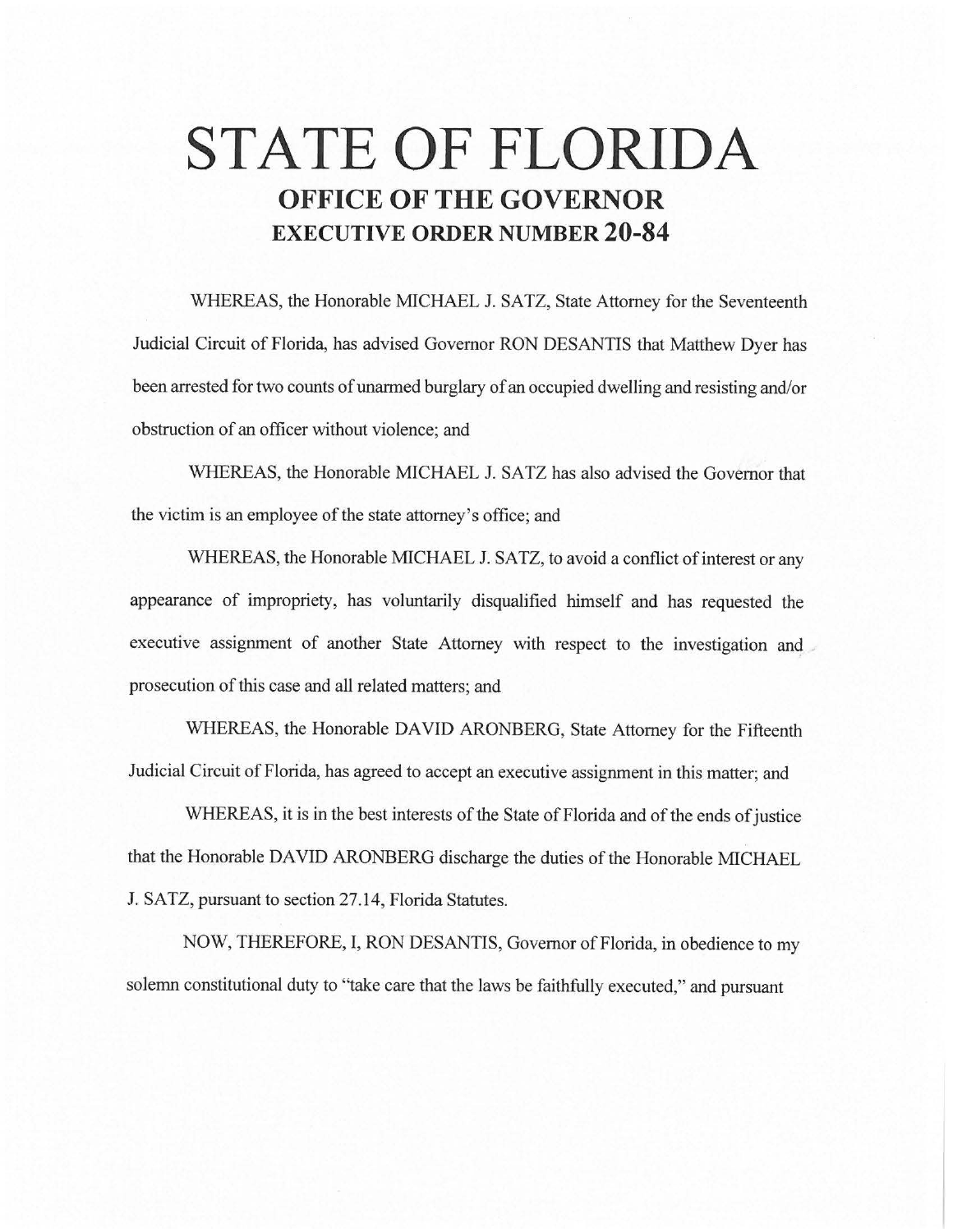# STATE OF FLORIDA

## OFFICE OF THE GOVERNOR

## EXECUTIVE ORDER NUMBER 20-84

WHEREAS, the Honorable MICHAEL J. SATZ, State Attorney for the Seventeenth Judicial Circuit of Florida, has advised Governor RON DESANTIS that Matthew Dyer has been arrested for two counts of unarmed burglary of an occupied dwelling and resisting and/or obstruction of an officer without violence; and

WHEREAS, the Honorable MICHAEL J. SATZ has also advised the Governor that the victim is an employee of the state attorney's office; and

WHEREAS, the Honorable MICHAEL J. SATZ, to avoid a conflict of interest or any appearance of impropriety, has voluntarily disqualified himself and has requested the executive assignment of another State Attorney with respect to the investigation and prosecution of this case and all related matters; and

WHEREAS, the Honorable DAVID ARONBERG, State Attorney for the Fifteenth Judicial Circuit of Florida, has agreed to accept an executive assignment in this matter; and

WHEREAS, it is in the best interests of the State of Florida and of the ends of justice that the Honorable DAVID ARONBERG discharge the duties of the Honorable MICHAEL J. SATZ, pursuant to section 27.14, Florida Statutes.

NOW, THEREFORE, I, RON DESANTIS, Governor of Florida, in obedience to my solemn constitutional duty to "take care that the laws be faithfully executed," and pursuant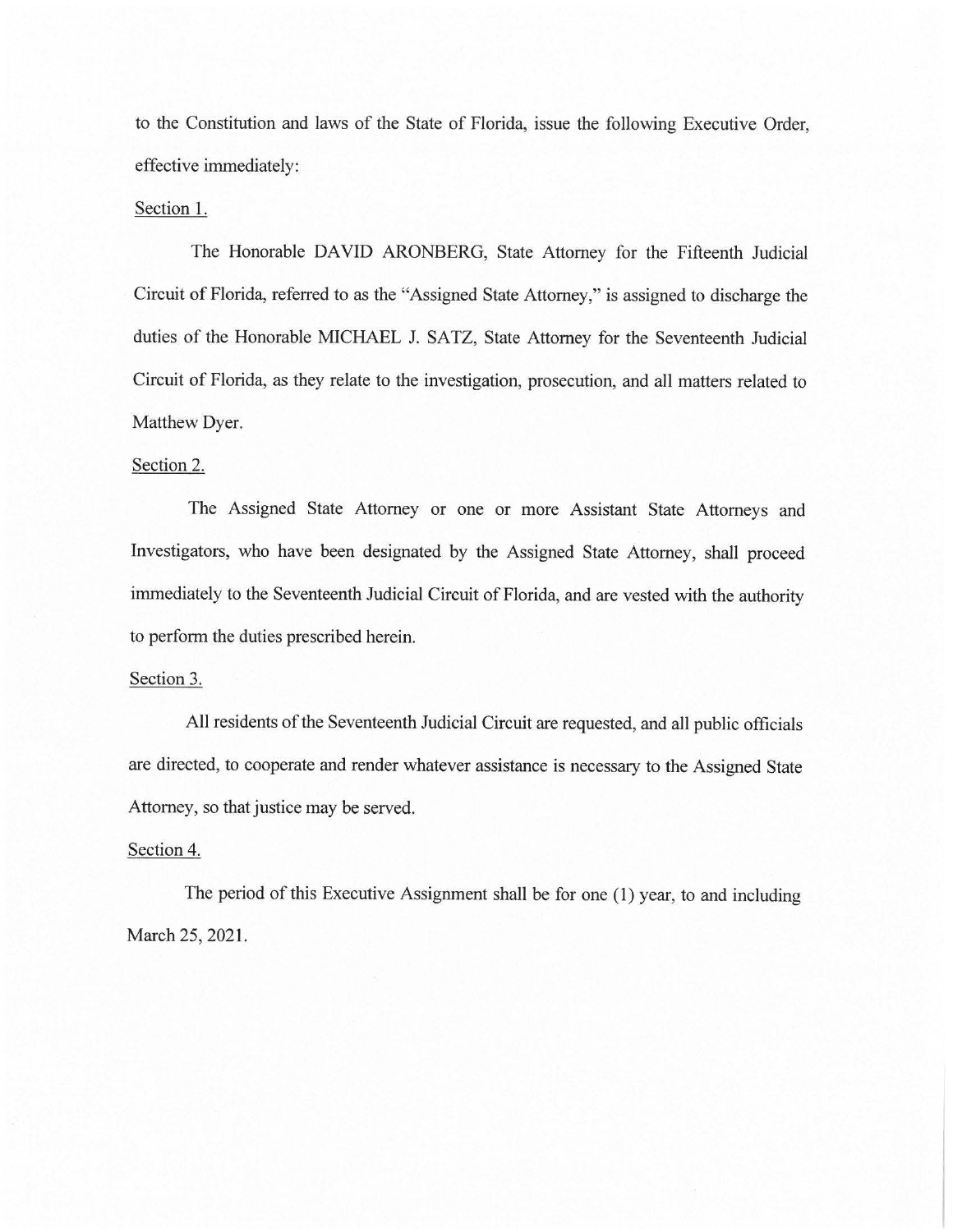to the Constitution and laws of the State of Florida, issue the following Executive Order, effective immediately:

Section 1.

The Honorable DAVID ARONBERG, State Attorney for the Fifteenth Judicial Circuit of Florida, referred to as the "Assigned State Attorney," is assigned to discharge the duties of the Honorable MICHAEL J. SATZ, State Attorney for the Seventeenth Judicial Circuit of Florida, as they relate to the investigation, prosecution, and all matters related to Matthew Dyer.

Section 2.

The Assigned State Attorney or one or more Assistant State Attorneys and Investigators, who have been designated by the Assigned State Attorney, shall proceed immediately to the Seventeenth Judicial Circuit of Florida, and are vested with the authority to perform the duties prescribed herein.

Section 3.

All residents of the Seventeenth Judicial Circuit are requested, and all public officials are directed, to cooperate and render whatever assistance is necessary to the Assigned State Attorney, so that justice may be served.

Section 4.

The period of this Executive Assignment shall be for one (1) year, to and including March 25, 2021.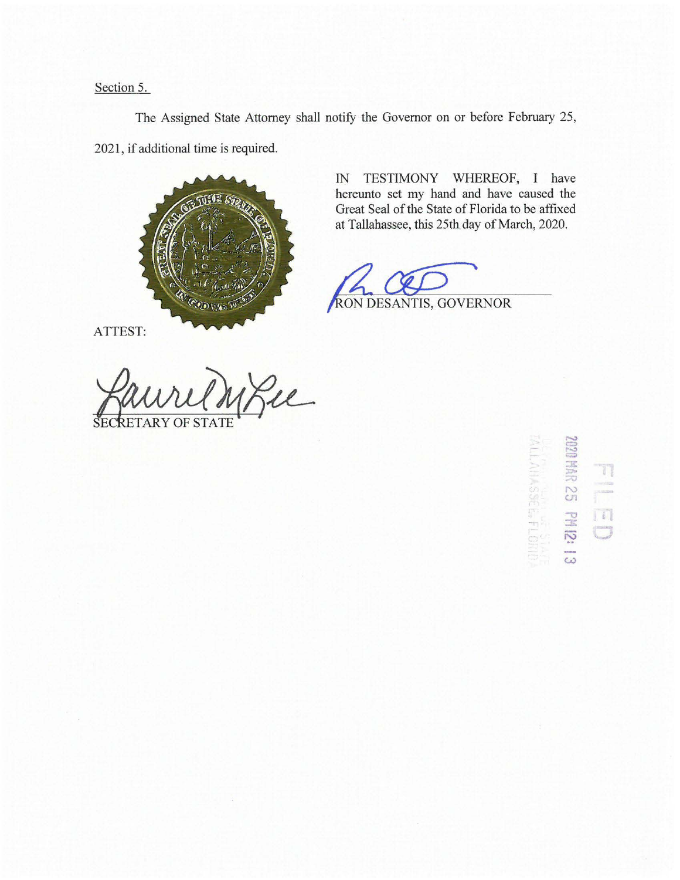Section 5.

The Assigned State Attorney shall notify the Governor on or before February 25, 2021, if additional time is required.

IN TESTIMONY WHEREOF, I have hereunto set my hand and have caused the Great Seal of the State of Florida to be affixed at Tallahassee, this 25th day of March, 2020.

RON DESANTIS, GOVERNOR

ATTEST:

SECRETARY OF STATE

FILED

2020 MAR 25 PM 12: 13

DEPARTMENT OF STATE
TALLAHASSEE, FLORIDA